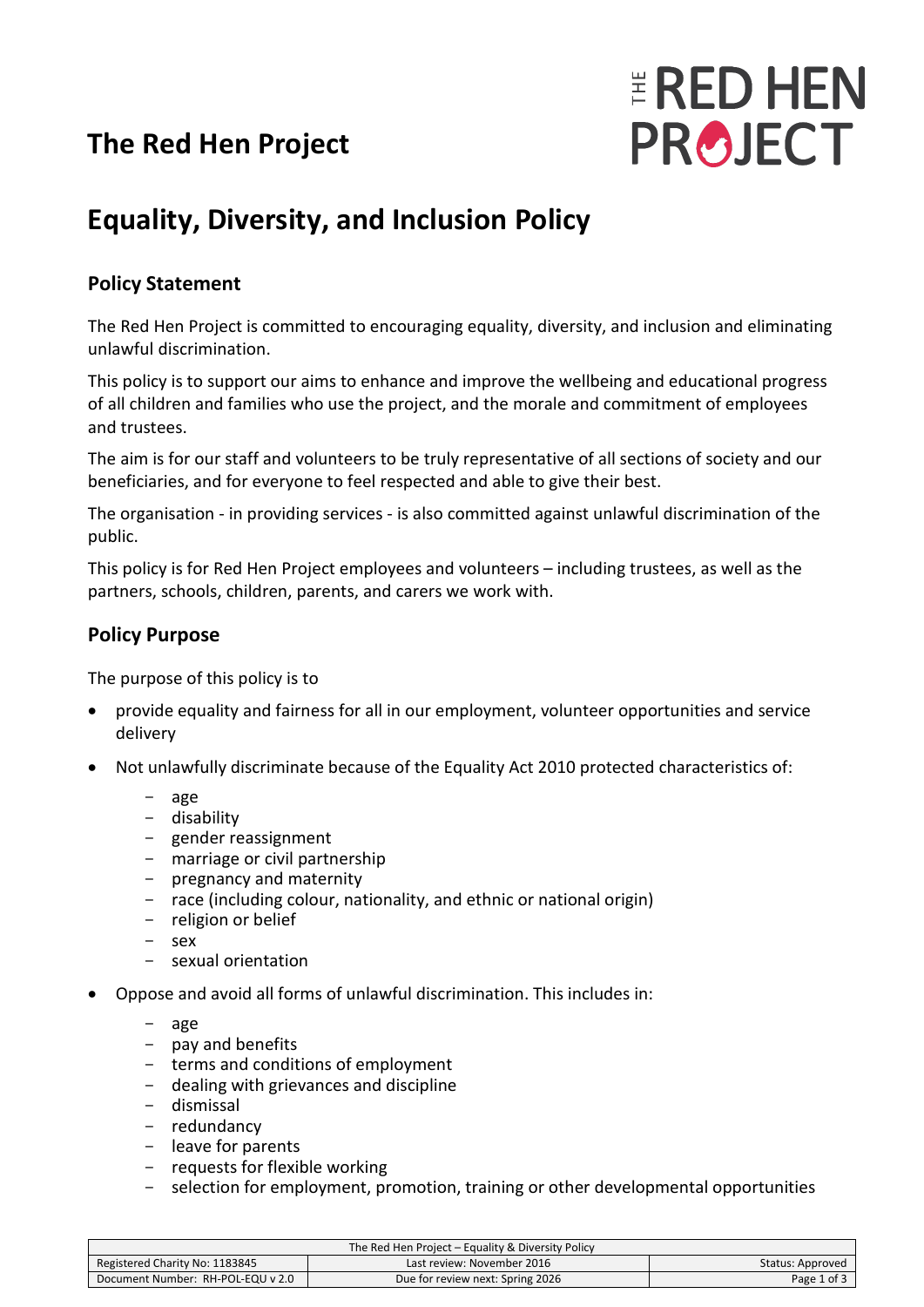# The Red Hen Project

# Equality, Diversity, and Inclusion Policy

## Policy Statement

The Red Hen Project is committed to encouraging equality, diversity, and inclusion and eliminating unlawful discrimination.

This policy is to support our aims to enhance and improve the wellbeing and educational progress of all children and families who use the project, and the morale and commitment of employees and trustees.

The aim is for our staff and volunteers to be truly representative of all sections of society and our beneficiaries, and for everyone to feel respected and able to give their best.

The organisation - in providing services - is also committed against unlawful discrimination of the public.

This policy is for Red Hen Project employees and volunteers – including trustees, as well as the partners, schools, children, parents, and carers we work with.

## Policy Purpose

The purpose of this policy is to

- provide equality and fairness for all in our employment, volunteer opportunities and service delivery
- Not unlawfully discriminate because of the Equality Act 2010 protected characteristics of:
  - age
  - disability
  - gender reassignment
  - marriage or civil partnership
  - pregnancy and maternity
  - race (including colour, nationality, and ethnic or national origin)
  - religion or belief
  - sex
  - sexual orientation
- Oppose and avoid all forms of unlawful discrimination. This includes in:
  - age
  - pay and benefits
  - terms and conditions of employment
  - dealing with grievances and discipline
  - dismissal
  - redundancy
  - leave for parents
  - requests for flexible working
  - selection for employment, promotion, training or other developmental opportunities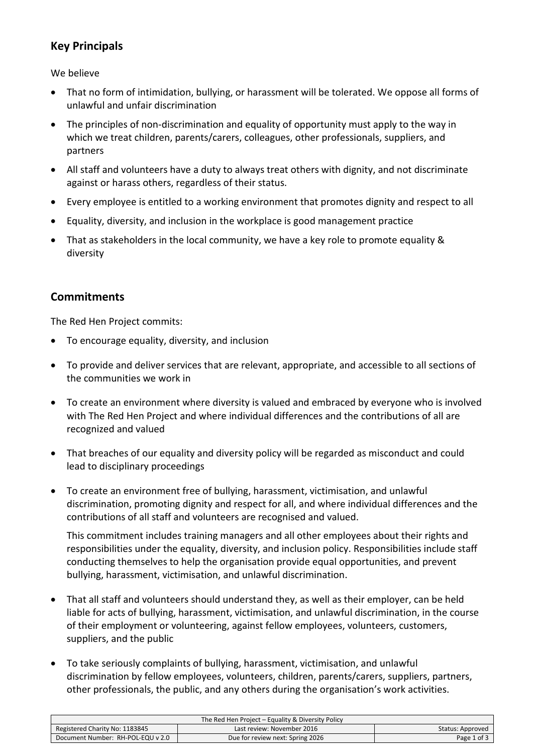## Key Principals

We believe

- That no form of intimidation, bullying, or harassment will be tolerated. We oppose all forms of unlawful and unfair discrimination
- The principles of non-discrimination and equality of opportunity must apply to the way in which we treat children, parents/carers, colleagues, other professionals, suppliers, and partners
- All staff and volunteers have a duty to always treat others with dignity, and not discriminate against or harass others, regardless of their status.
- Every employee is entitled to a working environment that promotes dignity and respect to all
- Equality, diversity, and inclusion in the workplace is good management practice
- That as stakeholders in the local community, we have a key role to promote equality & diversity

## Commitments

The Red Hen Project commits:

- To encourage equality, diversity, and inclusion
- To provide and deliver services that are relevant, appropriate, and accessible to all sections of the communities we work in
- To create an environment where diversity is valued and embraced by everyone who is involved with The Red Hen Project and where individual differences and the contributions of all are recognized and valued
- That breaches of our equality and diversity policy will be regarded as misconduct and could lead to disciplinary proceedings
- To create an environment free of bullying, harassment, victimisation, and unlawful discrimination, promoting dignity and respect for all, and where individual differences and the contributions of all staff and volunteers are recognised and valued.

  This commitment includes training managers and all other employees about their rights and responsibilities under the equality, diversity, and inclusion policy. Responsibilities include staff conducting themselves to help the organisation provide equal opportunities, and prevent bullying, harassment, victimisation, and unlawful discrimination.

- That all staff and volunteers should understand they, as well as their employer, can be held liable for acts of bullying, harassment, victimisation, and unlawful discrimination, in the course of their employment or volunteering, against fellow employees, volunteers, customers, suppliers, and the public
- To take seriously complaints of bullying, harassment, victimisation, and unlawful discrimination by fellow employees, volunteers, children, parents/carers, suppliers, partners, other professionals, the public, and any others during the organisation's work activities.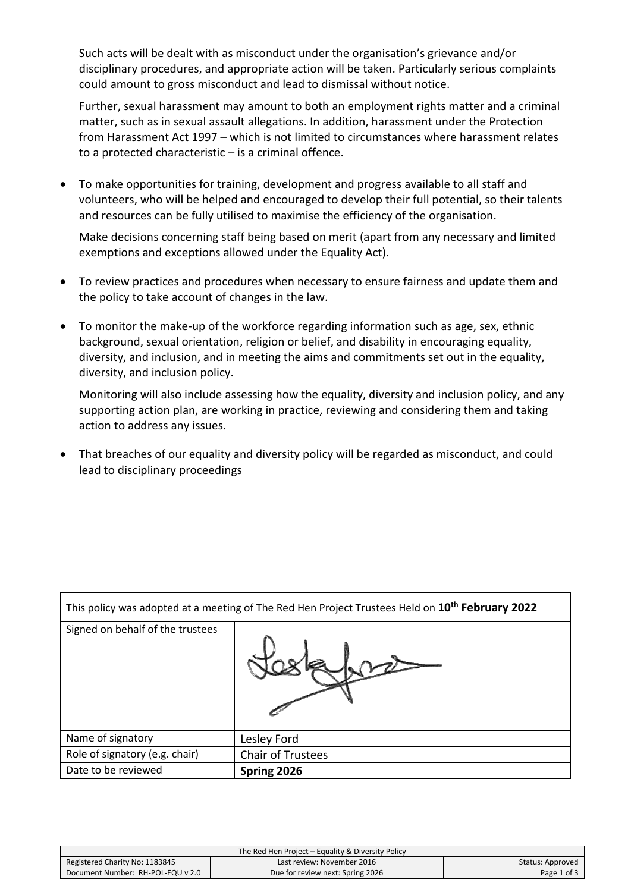Such acts will be dealt with as misconduct under the organisation's grievance and/or disciplinary procedures, and appropriate action will be taken. Particularly serious complaints could amount to gross misconduct and lead to dismissal without notice.

Further, sexual harassment may amount to both an employment rights matter and a criminal matter, such as in sexual assault allegations. In addition, harassment under the Protection from Harassment Act 1997 – which is not limited to circumstances where harassment relates to a protected characteristic – is a criminal offence.

- To make opportunities for training, development and progress available to all staff and volunteers, who will be helped and encouraged to develop their full potential, so their talents and resources can be fully utilised to maximise the efficiency of the organisation.

  Make decisions concerning staff being based on merit (apart from any necessary and limited exemptions and exceptions allowed under the Equality Act).

- To review practices and procedures when necessary to ensure fairness and update them and the policy to take account of changes in the law.

- To monitor the make-up of the workforce regarding information such as age, sex, ethnic background, sexual orientation, religion or belief, and disability in encouraging equality, diversity, and inclusion, and in meeting the aims and commitments set out in the equality, diversity, and inclusion policy.

  Monitoring will also include assessing how the equality, diversity and inclusion policy, and any supporting action plan, are working in practice, reviewing and considering them and taking action to address any issues.

- That breaches of our equality and diversity policy will be regarded as misconduct, and could lead to disciplinary proceedings

| This policy was adopted at a meeting of The Red Hen Project Trustees Held on **10th February 2022** | |
|---|---|
| Signed on behalf of the trustees | [Signature] |
| Name of signatory | Lesley Ford |
| Role of signatory (e.g. chair) | Chair of Trustees |
| Date to be reviewed | **Spring 2026** |

| The Red Hen Project – Equality & Diversity Policy | | |
|---|---|---|
| Registered Charity No: 1183845 | Last review: November 2016 | Status: Approved |
| Document Number: RH-POL-EQU v 2.0 | Due for review next: Spring 2026 | |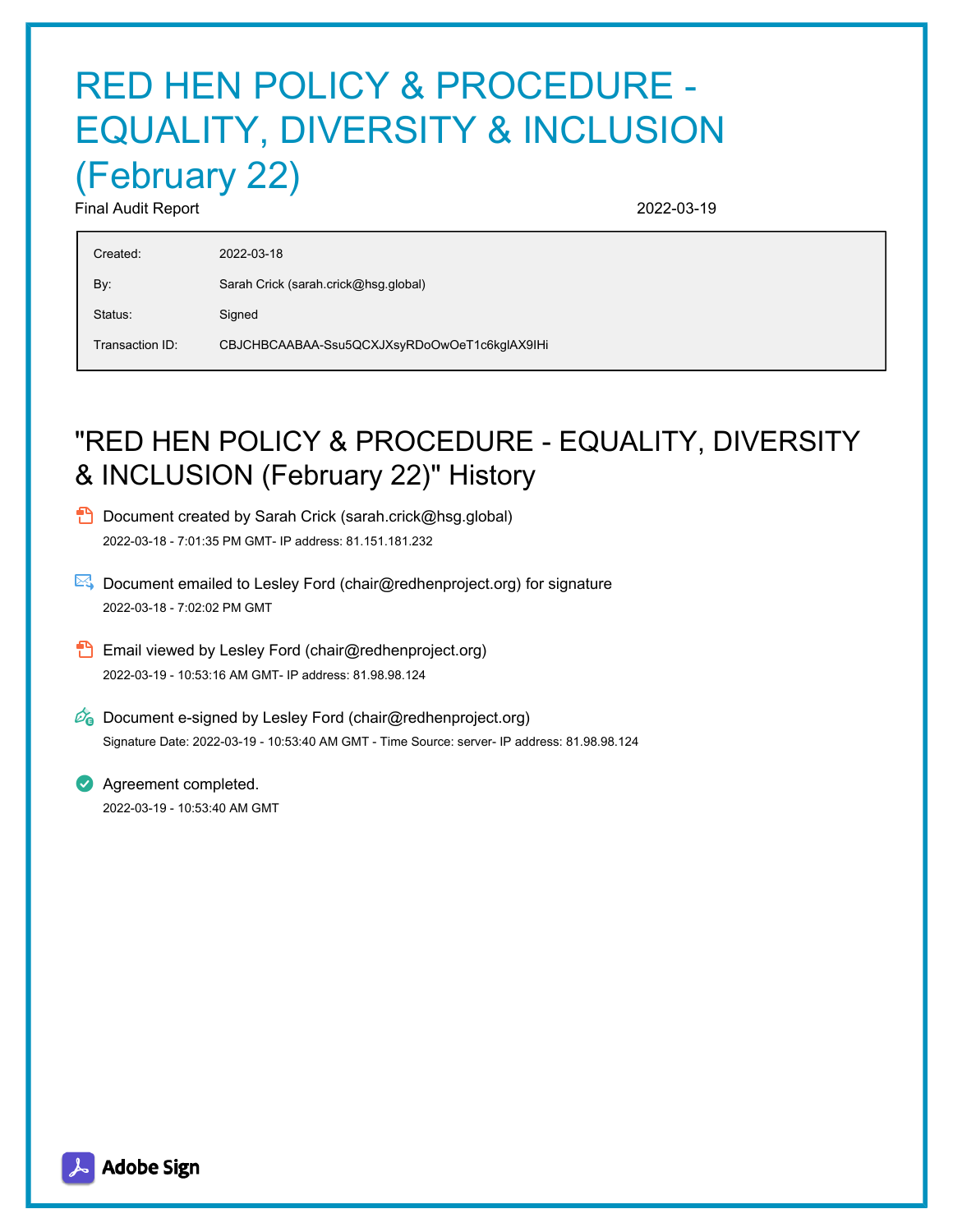# RED HEN POLICY & PROCEDURE - EQUALITY, DIVERSITY & INCLUSION (February 22)

Final Audit Report 2022-03-19

| | |
|---|---|
| Created: | 2022-03-18 |
| By: | Sarah Crick (sarah.crick@hsg.global) |
| Status: | Signed |
| Transaction ID: | CBJCHBCAABAA-Ssu5QCXJXsyRDoOwOeT1c6kglAX9IHi |

## "RED HEN POLICY & PROCEDURE - EQUALITY, DIVERSITY & INCLUSION (February 22)" History

- Document created by Sarah Crick (sarah.crick@hsg.global)
  2022-03-18 - 7:01:35 PM GMT- IP address: 81.151.181.232

- Document emailed to Lesley Ford (chair@redhenproject.org) for signature
  2022-03-18 - 7:02:02 PM GMT

- Email viewed by Lesley Ford (chair@redhenproject.org)
  2022-03-19 - 10:53:16 AM GMT- IP address: 81.98.98.124

- Document e-signed by Lesley Ford (chair@redhenproject.org)
  Signature Date: 2022-03-19 - 10:53:40 AM GMT - Time Source: server- IP address: 81.98.98.124

- Agreement completed.
  2022-03-19 - 10:53:40 AM GMT

Adobe Sign